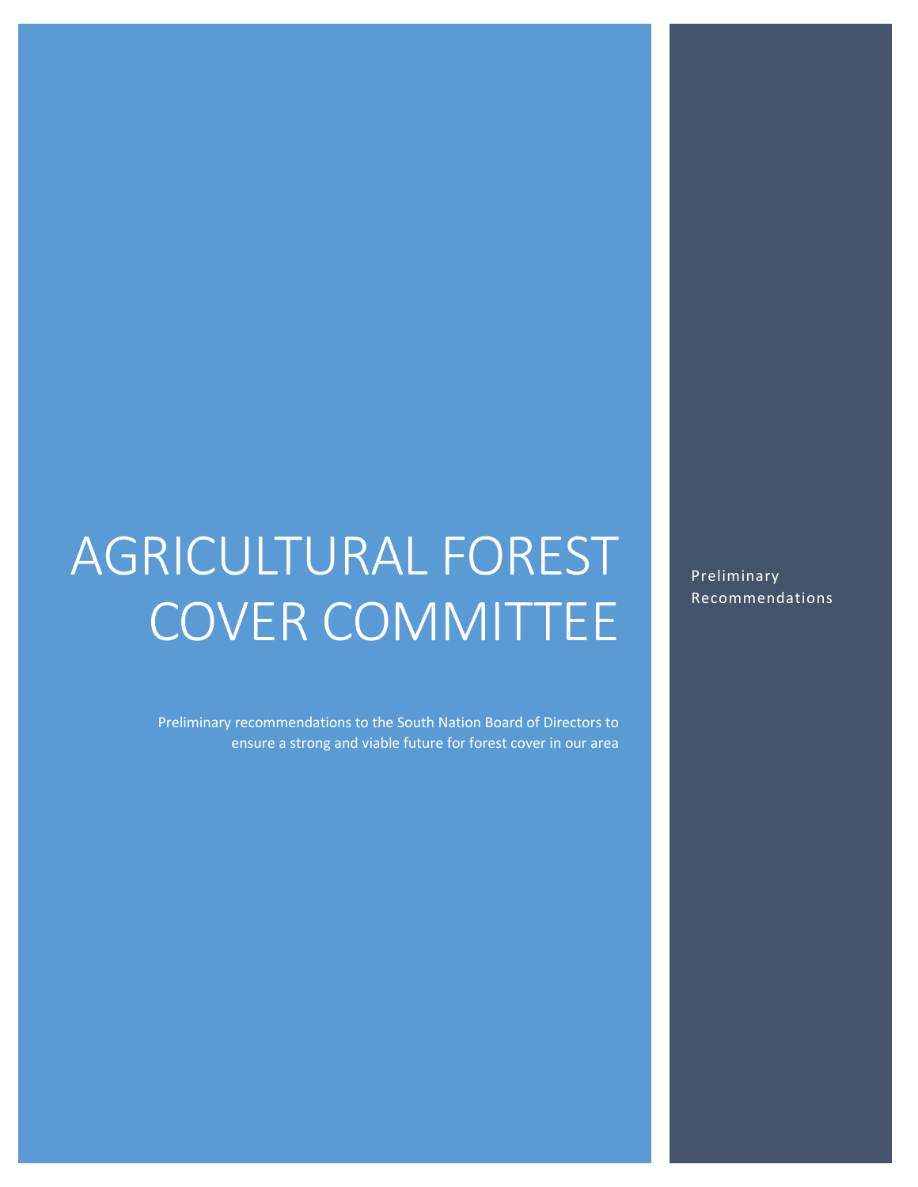# AGRICULTURAL FOREST COVER COMMITTEE

Preliminary recommendations to the South Nation Board of Directors to ensure a strong and viable future for forest cover in our area

Preliminary Recommendations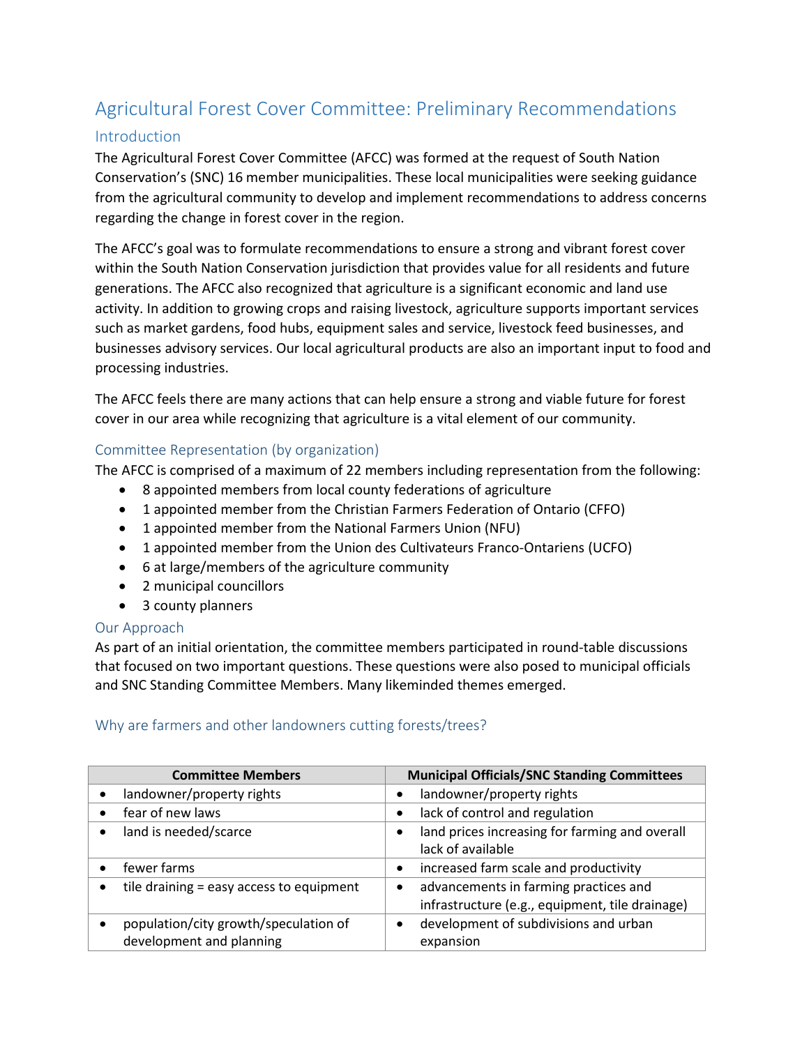# Agricultural Forest Cover Committee: Preliminary Recommendations

## Introduction

The Agricultural Forest Cover Committee (AFCC) was formed at the request of South Nation Conservation's (SNC) 16 member municipalities. These local municipalities were seeking guidance from the agricultural community to develop and implement recommendations to address concerns regarding the change in forest cover in the region.

The AFCC's goal was to formulate recommendations to ensure a strong and vibrant forest cover within the South Nation Conservation jurisdiction that provides value for all residents and future generations. The AFCC also recognized that agriculture is a significant economic and land use activity. In addition to growing crops and raising livestock, agriculture supports important services such as market gardens, food hubs, equipment sales and service, livestock feed businesses, and businesses advisory services. Our local agricultural products are also an important input to food and processing industries.

The AFCC feels there are many actions that can help ensure a strong and viable future for forest cover in our area while recognizing that agriculture is a vital element of our community.

## Committee Representation (by organization)

The AFCC is comprised of a maximum of 22 members including representation from the following:

- 8 appointed members from local county federations of agriculture
- 1 appointed member from the Christian Farmers Federation of Ontario (CFFO)
- 1 appointed member from the National Farmers Union (NFU)
- 1 appointed member from the Union des Cultivateurs Franco-Ontariens (UCFO)
- 6 at large/members of the agriculture community
- 2 municipal councillors
- 3 county planners

## Our Approach

As part of an initial orientation, the committee members participated in round-table discussions that focused on two important questions. These questions were also posed to municipal officials and SNC Standing Committee Members. Many likeminded themes emerged.

### Why are farmers and other landowners cutting forests/trees?

| Committee Members | Municipal Officials/SNC Standing Committees |
|---|---|
| • landowner/property rights | • landowner/property rights |
| • fear of new laws | • lack of control and regulation |
| • land is needed/scarce | • land prices increasing for farming and overall lack of available |
| • fewer farms | • increased farm scale and productivity |
| • tile draining = easy access to equipment | • advancements in farming practices and infrastructure (e.g., equipment, tile drainage) |
| • population/city growth/speculation of development and planning | • development of subdivisions and urban expansion |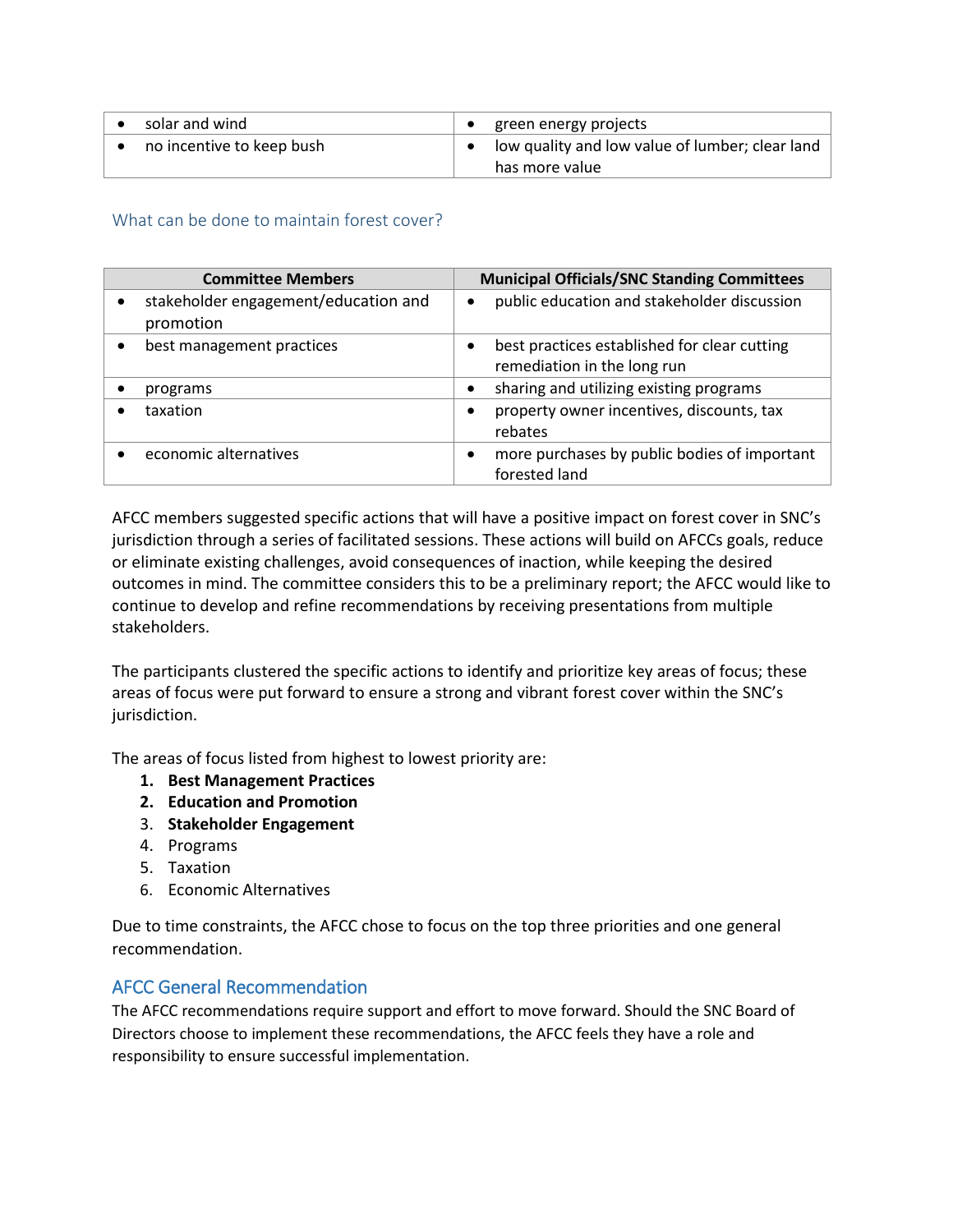| | |
|---|---|
| • solar and wind | • green energy projects |
| • no incentive to keep bush | • low quality and low value of lumber; clear land has more value |

### What can be done to maintain forest cover?

| Committee Members | Municipal Officials/SNC Standing Committees |
|---|---|
| • stakeholder engagement/education and promotion | • public education and stakeholder discussion |
| • best management practices | • best practices established for clear cutting remediation in the long run |
| • programs | • sharing and utilizing existing programs |
| • taxation | • property owner incentives, discounts, tax rebates |
| • economic alternatives | • more purchases by public bodies of important forested land |

AFCC members suggested specific actions that will have a positive impact on forest cover in SNC's jurisdiction through a series of facilitated sessions. These actions will build on AFCCs goals, reduce or eliminate existing challenges, avoid consequences of inaction, while keeping the desired outcomes in mind. The committee considers this to be a preliminary report; the AFCC would like to continue to develop and refine recommendations by receiving presentations from multiple stakeholders.

The participants clustered the specific actions to identify and prioritize key areas of focus; these areas of focus were put forward to ensure a strong and vibrant forest cover within the SNC's jurisdiction.

The areas of focus listed from highest to lowest priority are:

1. **Best Management Practices**
2. **Education and Promotion**
3. **Stakeholder Engagement**
4. Programs
5. Taxation
6. Economic Alternatives

Due to time constraints, the AFCC chose to focus on the top three priorities and one general recommendation.

## AFCC General Recommendation

The AFCC recommendations require support and effort to move forward. Should the SNC Board of Directors choose to implement these recommendations, the AFCC feels they have a role and responsibility to ensure successful implementation.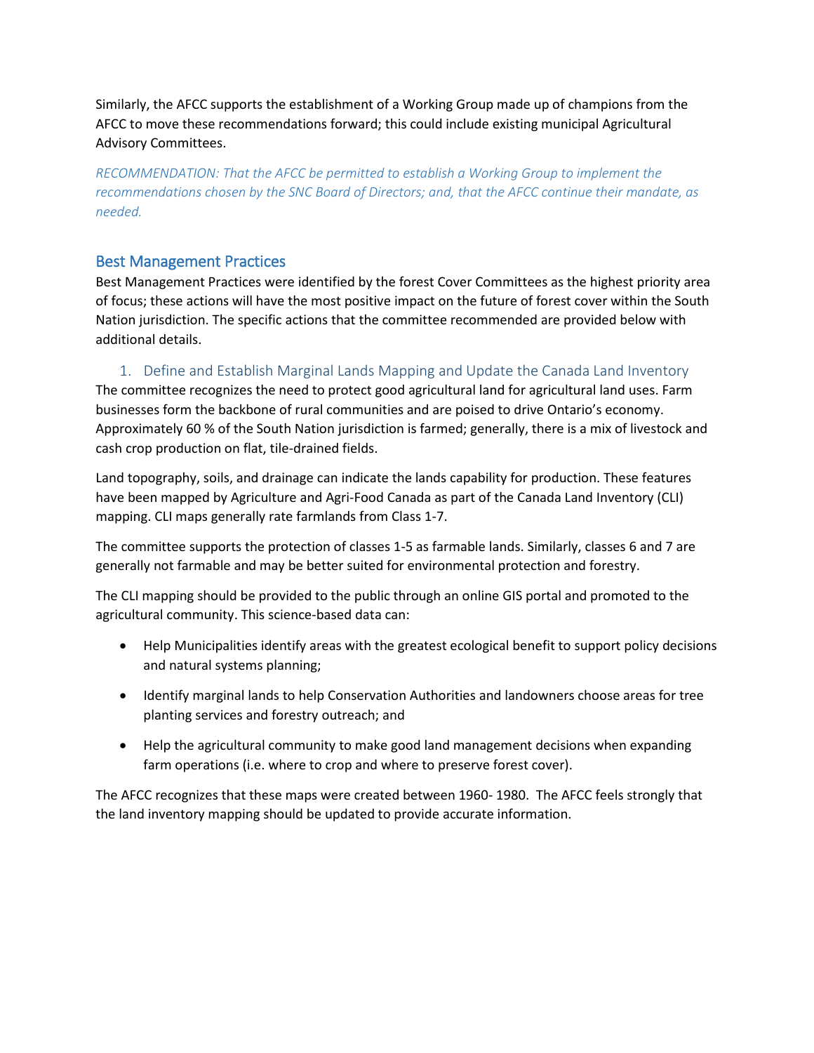Similarly, the AFCC supports the establishment of a Working Group made up of champions from the AFCC to move these recommendations forward; this could include existing municipal Agricultural Advisory Committees.

*RECOMMENDATION: That the AFCC be permitted to establish a Working Group to implement the recommendations chosen by the SNC Board of Directors; and, that the AFCC continue their mandate, as needed.*

## Best Management Practices

Best Management Practices were identified by the forest Cover Committees as the highest priority area of focus; these actions will have the most positive impact on the future of forest cover within the South Nation jurisdiction. The specific actions that the committee recommended are provided below with additional details.

### 1. Define and Establish Marginal Lands Mapping and Update the Canada Land Inventory

The committee recognizes the need to protect good agricultural land for agricultural land uses. Farm businesses form the backbone of rural communities and are poised to drive Ontario's economy. Approximately 60 % of the South Nation jurisdiction is farmed; generally, there is a mix of livestock and cash crop production on flat, tile-drained fields.

Land topography, soils, and drainage can indicate the lands capability for production. These features have been mapped by Agriculture and Agri-Food Canada as part of the Canada Land Inventory (CLI) mapping. CLI maps generally rate farmlands from Class 1-7.

The committee supports the protection of classes 1-5 as farmable lands. Similarly, classes 6 and 7 are generally not farmable and may be better suited for environmental protection and forestry.

The CLI mapping should be provided to the public through an online GIS portal and promoted to the agricultural community. This science-based data can:

- Help Municipalities identify areas with the greatest ecological benefit to support policy decisions and natural systems planning;
- Identify marginal lands to help Conservation Authorities and landowners choose areas for tree planting services and forestry outreach; and
- Help the agricultural community to make good land management decisions when expanding farm operations (i.e. where to crop and where to preserve forest cover).

The AFCC recognizes that these maps were created between 1960- 1980. The AFCC feels strongly that the land inventory mapping should be updated to provide accurate information.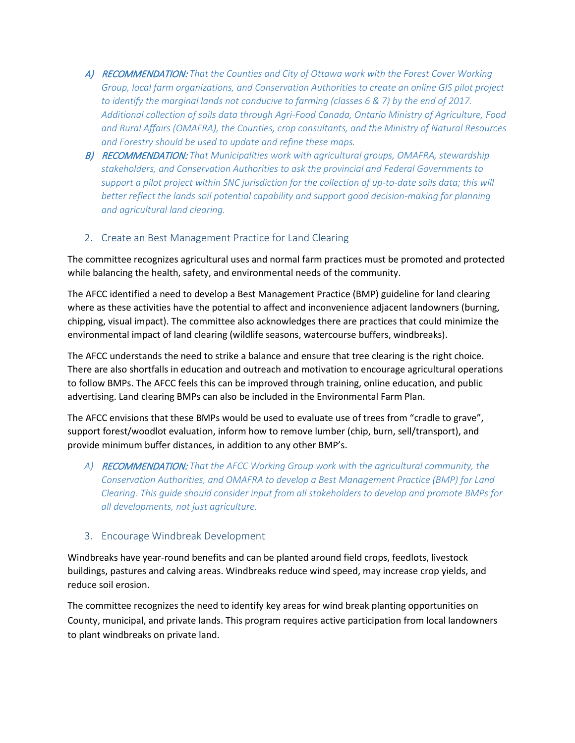A) ***RECOMMENDATION:*** *That the Counties and City of Ottawa work with the Forest Cover Working Group, local farm organizations, and Conservation Authorities to create an online GIS pilot project to identify the marginal lands not conducive to farming (classes 6 & 7) by the end of 2017. Additional collection of soils data through Agri-Food Canada, Ontario Ministry of Agriculture, Food and Rural Affairs (OMAFRA), the Counties, crop consultants, and the Ministry of Natural Resources and Forestry should be used to update and refine these maps.*

B) ***RECOMMENDATION:*** *That Municipalities work with agricultural groups, OMAFRA, stewardship stakeholders, and Conservation Authorities to ask the provincial and Federal Governments to support a pilot project within SNC jurisdiction for the collection of up-to-date soils data; this will better reflect the lands soil potential capability and support good decision-making for planning and agricultural land clearing.*

## 2. Create an Best Management Practice for Land Clearing

The committee recognizes agricultural uses and normal farm practices must be promoted and protected while balancing the health, safety, and environmental needs of the community.

The AFCC identified a need to develop a Best Management Practice (BMP) guideline for land clearing where as these activities have the potential to affect and inconvenience adjacent landowners (burning, chipping, visual impact). The committee also acknowledges there are practices that could minimize the environmental impact of land clearing (wildlife seasons, watercourse buffers, windbreaks).

The AFCC understands the need to strike a balance and ensure that tree clearing is the right choice. There are also shortfalls in education and outreach and motivation to encourage agricultural operations to follow BMPs. The AFCC feels this can be improved through training, online education, and public advertising. Land clearing BMPs can also be included in the Environmental Farm Plan.

The AFCC envisions that these BMPs would be used to evaluate use of trees from "cradle to grave", support forest/woodlot evaluation, inform how to remove lumber (chip, burn, sell/transport), and provide minimum buffer distances, in addition to any other BMP's.

A) ***RECOMMENDATION:*** *That the AFCC Working Group work with the agricultural community, the Conservation Authorities, and OMAFRA to develop a Best Management Practice (BMP) for Land Clearing. This guide should consider input from all stakeholders to develop and promote BMPs for all developments, not just agriculture.*

## 3. Encourage Windbreak Development

Windbreaks have year-round benefits and can be planted around field crops, feedlots, livestock buildings, pastures and calving areas. Windbreaks reduce wind speed, may increase crop yields, and reduce soil erosion.

The committee recognizes the need to identify key areas for wind break planting opportunities on County, municipal, and private lands. This program requires active participation from local landowners to plant windbreaks on private land.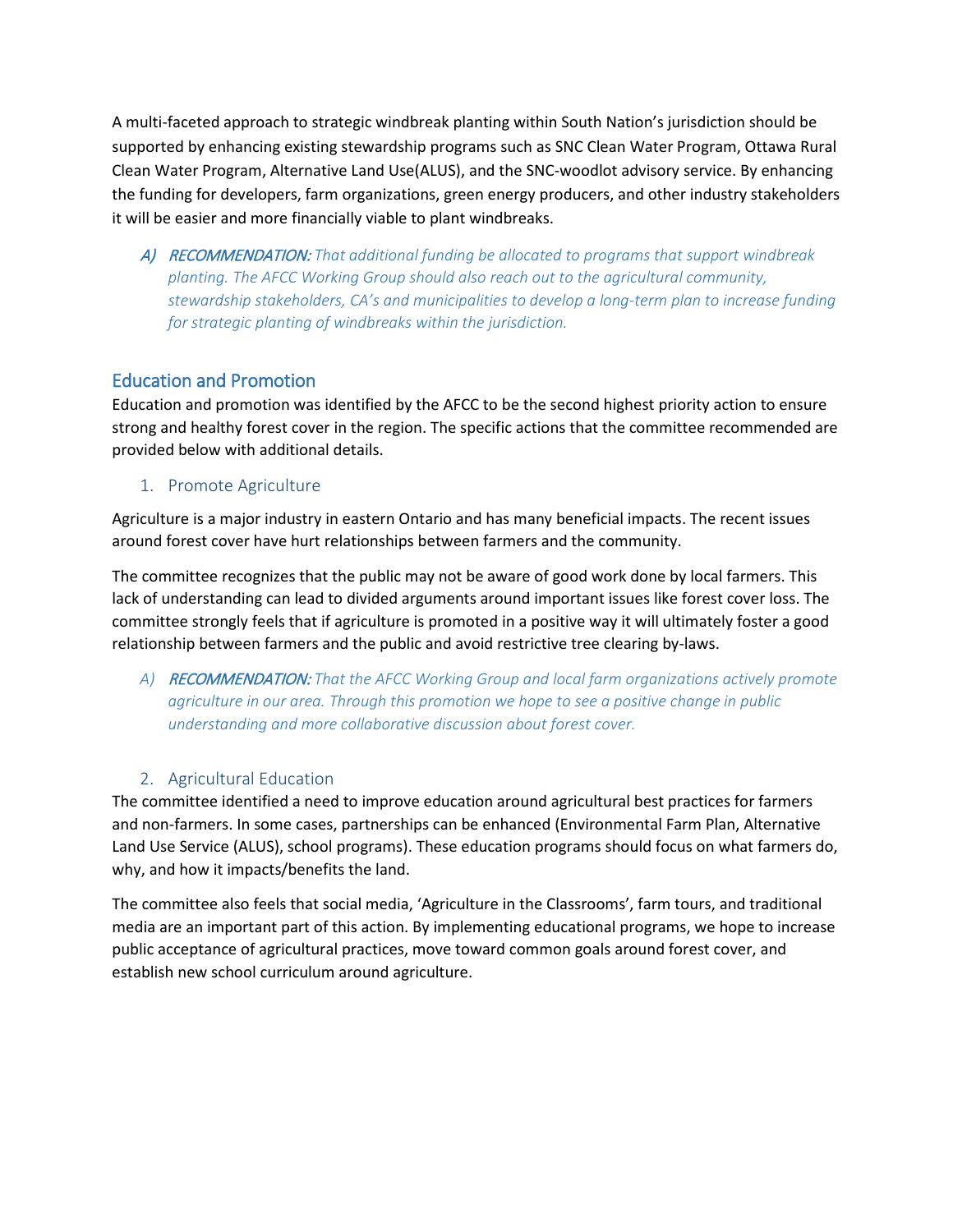A multi-faceted approach to strategic windbreak planting within South Nation's jurisdiction should be supported by enhancing existing stewardship programs such as SNC Clean Water Program, Ottawa Rural Clean Water Program, Alternative Land Use(ALUS), and the SNC-woodlot advisory service. By enhancing the funding for developers, farm organizations, green energy producers, and other industry stakeholders it will be easier and more financially viable to plant windbreaks.

*A) **RECOMMENDATION:** That additional funding be allocated to programs that support windbreak planting. The AFCC Working Group should also reach out to the agricultural community, stewardship stakeholders, CA's and municipalities to develop a long-term plan to increase funding for strategic planting of windbreaks within the jurisdiction.*

## Education and Promotion

Education and promotion was identified by the AFCC to be the second highest priority action to ensure strong and healthy forest cover in the region. The specific actions that the committee recommended are provided below with additional details.

### 1. Promote Agriculture

Agriculture is a major industry in eastern Ontario and has many beneficial impacts. The recent issues around forest cover have hurt relationships between farmers and the community.

The committee recognizes that the public may not be aware of good work done by local farmers. This lack of understanding can lead to divided arguments around important issues like forest cover loss. The committee strongly feels that if agriculture is promoted in a positive way it will ultimately foster a good relationship between farmers and the public and avoid restrictive tree clearing by-laws.

*A) **RECOMMENDATION:** That the AFCC Working Group and local farm organizations actively promote agriculture in our area. Through this promotion we hope to see a positive change in public understanding and more collaborative discussion about forest cover.*

### 2. Agricultural Education

The committee identified a need to improve education around agricultural best practices for farmers and non-farmers. In some cases, partnerships can be enhanced (Environmental Farm Plan, Alternative Land Use Service (ALUS), school programs). These education programs should focus on what farmers do, why, and how it impacts/benefits the land.

The committee also feels that social media, 'Agriculture in the Classrooms', farm tours, and traditional media are an important part of this action. By implementing educational programs, we hope to increase public acceptance of agricultural practices, move toward common goals around forest cover, and establish new school curriculum around agriculture.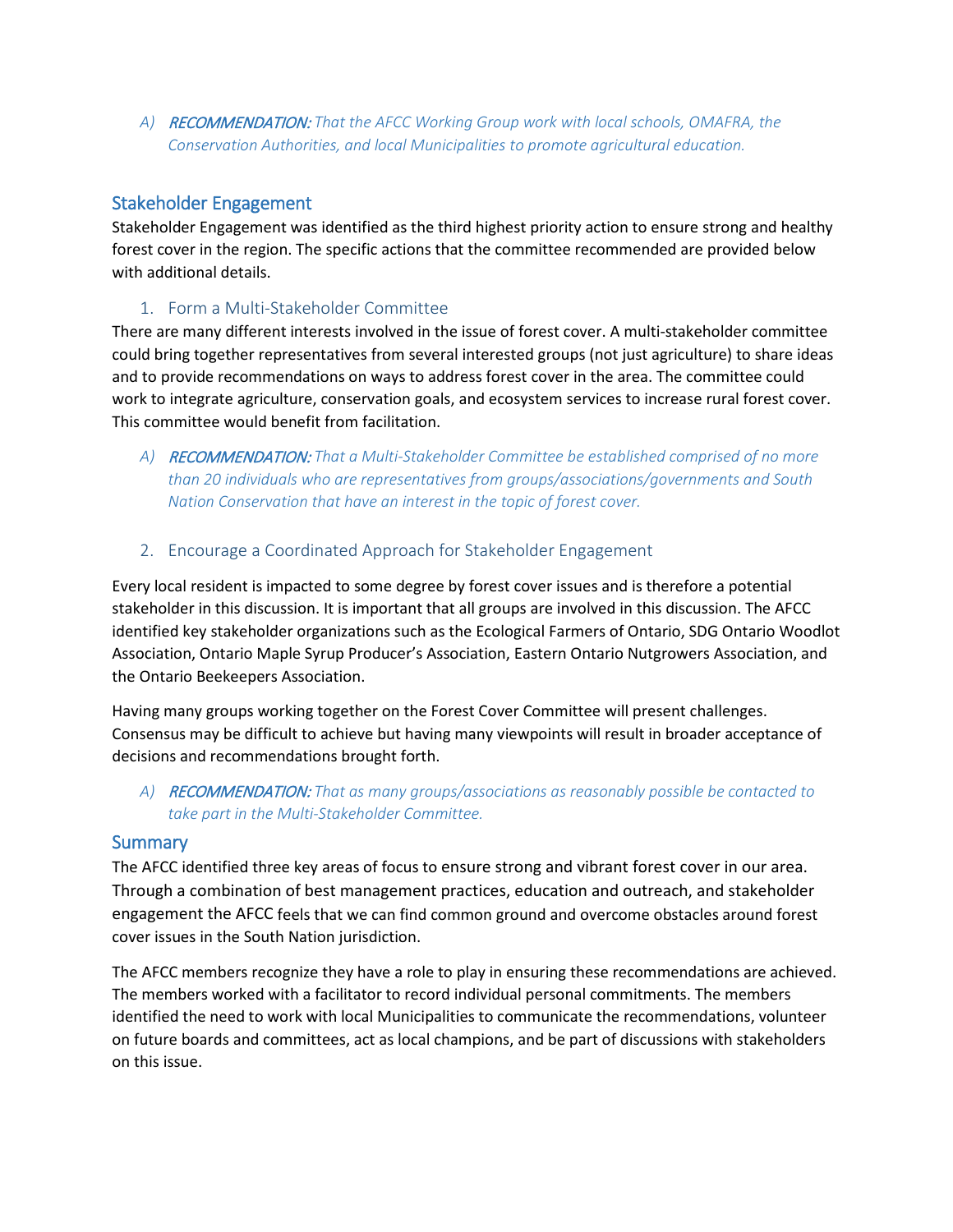A) ***RECOMMENDATION:*** *That the AFCC Working Group work with local schools, OMAFRA, the Conservation Authorities, and local Municipalities to promote agricultural education.*

## Stakeholder Engagement

Stakeholder Engagement was identified as the third highest priority action to ensure strong and healthy forest cover in the region. The specific actions that the committee recommended are provided below with additional details.

### 1. Form a Multi-Stakeholder Committee

There are many different interests involved in the issue of forest cover. A multi-stakeholder committee could bring together representatives from several interested groups (not just agriculture) to share ideas and to provide recommendations on ways to address forest cover in the area. The committee could work to integrate agriculture, conservation goals, and ecosystem services to increase rural forest cover. This committee would benefit from facilitation.

A) ***RECOMMENDATION:*** *That a Multi-Stakeholder Committee be established comprised of no more than 20 individuals who are representatives from groups/associations/governments and South Nation Conservation that have an interest in the topic of forest cover.*

### 2. Encourage a Coordinated Approach for Stakeholder Engagement

Every local resident is impacted to some degree by forest cover issues and is therefore a potential stakeholder in this discussion. It is important that all groups are involved in this discussion. The AFCC identified key stakeholder organizations such as the Ecological Farmers of Ontario, SDG Ontario Woodlot Association, Ontario Maple Syrup Producer's Association, Eastern Ontario Nutgrowers Association, and the Ontario Beekeepers Association.

Having many groups working together on the Forest Cover Committee will present challenges. Consensus may be difficult to achieve but having many viewpoints will result in broader acceptance of decisions and recommendations brought forth.

A) ***RECOMMENDATION:*** *That as many groups/associations as reasonably possible be contacted to take part in the Multi-Stakeholder Committee.*

## Summary

The AFCC identified three key areas of focus to ensure strong and vibrant forest cover in our area. Through a combination of best management practices, education and outreach, and stakeholder engagement the AFCC feels that we can find common ground and overcome obstacles around forest cover issues in the South Nation jurisdiction.

The AFCC members recognize they have a role to play in ensuring these recommendations are achieved. The members worked with a facilitator to record individual personal commitments. The members identified the need to work with local Municipalities to communicate the recommendations, volunteer on future boards and committees, act as local champions, and be part of discussions with stakeholders on this issue.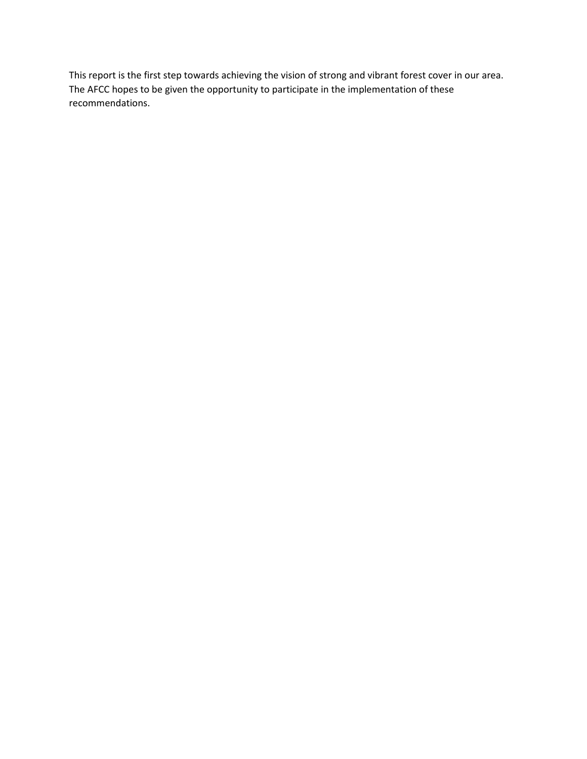This report is the first step towards achieving the vision of strong and vibrant forest cover in our area. The AFCC hopes to be given the opportunity to participate in the implementation of these recommendations.